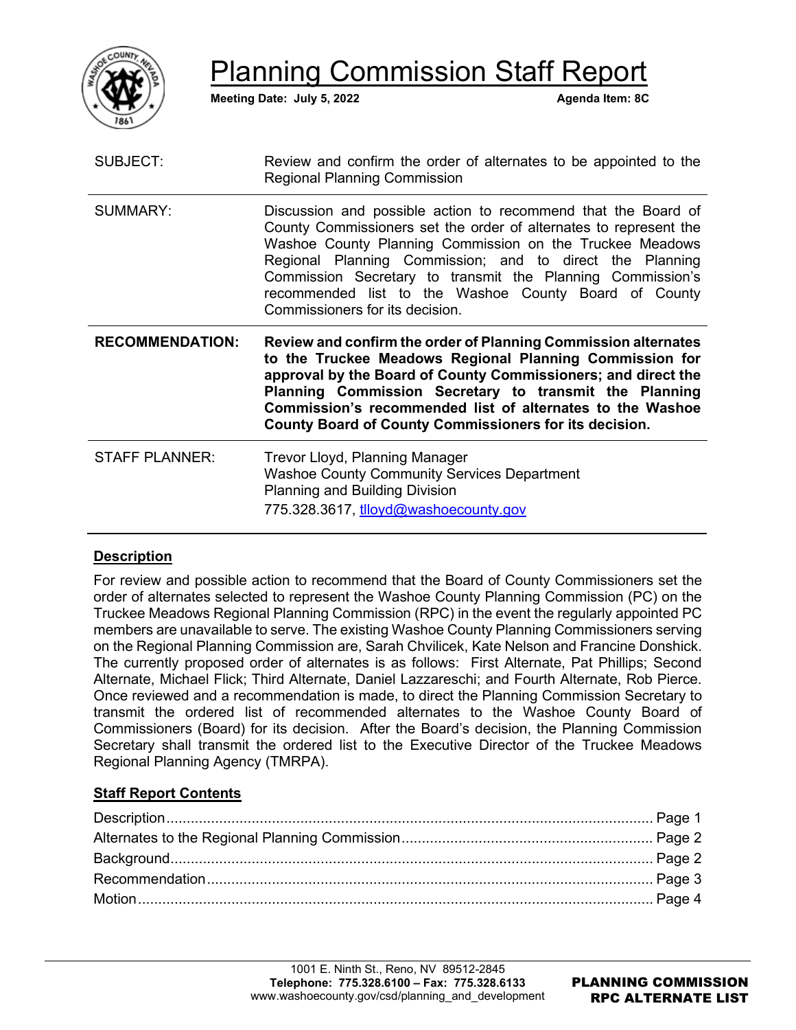# Planning Commission Staff Report

**Meeting Date: July 5, 2022** **Agenda Item: 8C**

| | |
|---|---|
| SUBJECT: | Review and confirm the order of alternates to be appointed to the Regional Planning Commission |
| SUMMARY: | Discussion and possible action to recommend that the Board of County Commissioners set the order of alternates to represent the Washoe County Planning Commission on the Truckee Meadows Regional Planning Commission; and to direct the Planning Commission Secretary to transmit the Planning Commission's recommended list to the Washoe County Board of County Commissioners for its decision. |
| **RECOMMENDATION:** | **Review and confirm the order of Planning Commission alternates to the Truckee Meadows Regional Planning Commission for approval by the Board of County Commissioners; and direct the Planning Commission Secretary to transmit the Planning Commission's recommended list of alternates to the Washoe County Board of County Commissioners for its decision.** |
| STAFF PLANNER: | Trevor Lloyd, Planning Manager<br>Washoe County Community Services Department<br>Planning and Building Division<br>775.328.3617, tlloyd@washoecounty.gov |

## Description

For review and possible action to recommend that the Board of County Commissioners set the order of alternates selected to represent the Washoe County Planning Commission (PC) on the Truckee Meadows Regional Planning Commission (RPC) in the event the regularly appointed PC members are unavailable to serve. The existing Washoe County Planning Commissioners serving on the Regional Planning Commission are, Sarah Chvilicek, Kate Nelson and Francine Donshick. The currently proposed order of alternates is as follows: First Alternate, Pat Phillips; Second Alternate, Michael Flick; Third Alternate, Daniel Lazzareschi; and Fourth Alternate, Rob Pierce. Once reviewed and a recommendation is made, to direct the Planning Commission Secretary to transmit the ordered list of recommended alternates to the Washoe County Board of Commissioners (Board) for its decision. After the Board's decision, the Planning Commission Secretary shall transmit the ordered list to the Executive Director of the Truckee Meadows Regional Planning Agency (TMRPA).

## Staff Report Contents

| | |
|---|---|
| Description | Page 1 |
| Alternates to the Regional Planning Commission | Page 2 |
| Background | Page 2 |
| Recommendation | Page 3 |
| Motion | Page 4 |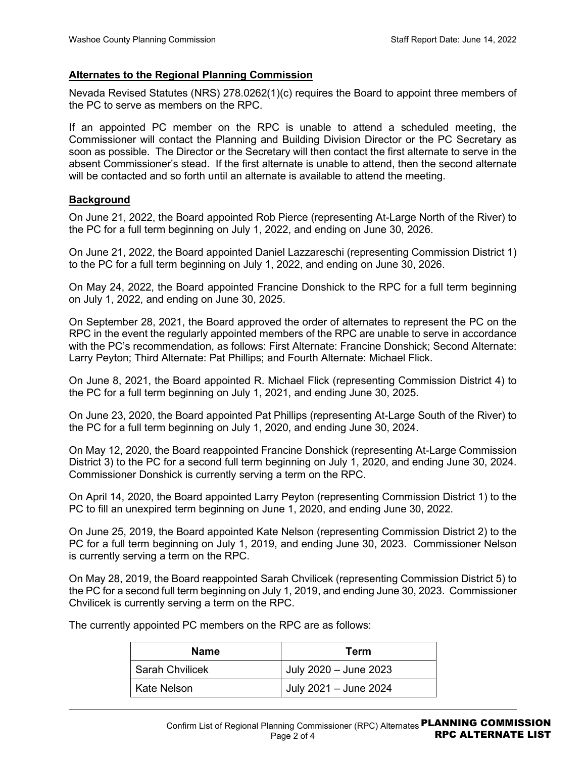## Alternates to the Regional Planning Commission

Nevada Revised Statutes (NRS) 278.0262(1)(c) requires the Board to appoint three members of the PC to serve as members on the RPC.

If an appointed PC member on the RPC is unable to attend a scheduled meeting, the Commissioner will contact the Planning and Building Division Director or the PC Secretary as soon as possible. The Director or the Secretary will then contact the first alternate to serve in the absent Commissioner's stead. If the first alternate is unable to attend, then the second alternate will be contacted and so forth until an alternate is available to attend the meeting.

## Background

On June 21, 2022, the Board appointed Rob Pierce (representing At-Large North of the River) to the PC for a full term beginning on July 1, 2022, and ending on June 30, 2026.

On June 21, 2022, the Board appointed Daniel Lazzareschi (representing Commission District 1) to the PC for a full term beginning on July 1, 2022, and ending on June 30, 2026.

On May 24, 2022, the Board appointed Francine Donshick to the RPC for a full term beginning on July 1, 2022, and ending on June 30, 2025.

On September 28, 2021, the Board approved the order of alternates to represent the PC on the RPC in the event the regularly appointed members of the RPC are unable to serve in accordance with the PC's recommendation, as follows: First Alternate: Francine Donshick; Second Alternate: Larry Peyton; Third Alternate: Pat Phillips; and Fourth Alternate: Michael Flick.

On June 8, 2021, the Board appointed R. Michael Flick (representing Commission District 4) to the PC for a full term beginning on July 1, 2021, and ending June 30, 2025.

On June 23, 2020, the Board appointed Pat Phillips (representing At-Large South of the River) to the PC for a full term beginning on July 1, 2020, and ending June 30, 2024.

On May 12, 2020, the Board reappointed Francine Donshick (representing At-Large Commission District 3) to the PC for a second full term beginning on July 1, 2020, and ending June 30, 2024. Commissioner Donshick is currently serving a term on the RPC.

On April 14, 2020, the Board appointed Larry Peyton (representing Commission District 1) to the PC to fill an unexpired term beginning on June 1, 2020, and ending June 30, 2022.

On June 25, 2019, the Board appointed Kate Nelson (representing Commission District 2) to the PC for a full term beginning on July 1, 2019, and ending June 30, 2023. Commissioner Nelson is currently serving a term on the RPC.

On May 28, 2019, the Board reappointed Sarah Chvilicek (representing Commission District 5) to the PC for a second full term beginning on July 1, 2019, and ending June 30, 2023. Commissioner Chvilicek is currently serving a term on the RPC.

The currently appointed PC members on the RPC are as follows:

| Name | Term |
|---|---|
| Sarah Chvilicek | July 2020 – June 2023 |
| Kate Nelson | July 2021 – June 2024 |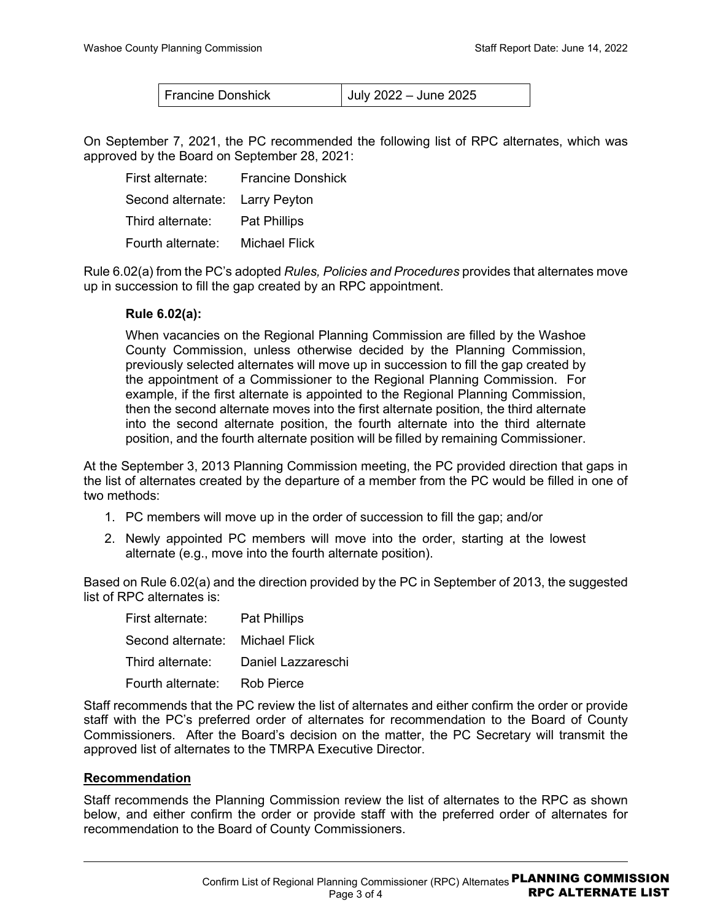| Francine Donshick | July 2022 – June 2025 |
|---|---|

On September 7, 2021, the PC recommended the following list of RPC alternates, which was approved by the Board on September 28, 2021:

First alternate: Francine Donshick

Second alternate: Larry Peyton

Third alternate: Pat Phillips

Fourth alternate: Michael Flick

Rule 6.02(a) from the PC's adopted *Rules, Policies and Procedures* provides that alternates move up in succession to fill the gap created by an RPC appointment.

**Rule 6.02(a):**

When vacancies on the Regional Planning Commission are filled by the Washoe County Commission, unless otherwise decided by the Planning Commission, previously selected alternates will move up in succession to fill the gap created by the appointment of a Commissioner to the Regional Planning Commission. For example, if the first alternate is appointed to the Regional Planning Commission, then the second alternate moves into the first alternate position, the third alternate into the second alternate position, the fourth alternate into the third alternate position, and the fourth alternate position will be filled by remaining Commissioner.

At the September 3, 2013 Planning Commission meeting, the PC provided direction that gaps in the list of alternates created by the departure of a member from the PC would be filled in one of two methods:

1. PC members will move up in the order of succession to fill the gap; and/or
2. Newly appointed PC members will move into the order, starting at the lowest alternate (e.g., move into the fourth alternate position).

Based on Rule 6.02(a) and the direction provided by the PC in September of 2013, the suggested list of RPC alternates is:

First alternate: Pat Phillips

Second alternate: Michael Flick

Third alternate: Daniel Lazzareschi

Fourth alternate: Rob Pierce

Staff recommends that the PC review the list of alternates and either confirm the order or provide staff with the PC's preferred order of alternates for recommendation to the Board of County Commissioners. After the Board's decision on the matter, the PC Secretary will transmit the approved list of alternates to the TMRPA Executive Director.

## Recommendation

Staff recommends the Planning Commission review the list of alternates to the RPC as shown below, and either confirm the order or provide staff with the preferred order of alternates for recommendation to the Board of County Commissioners.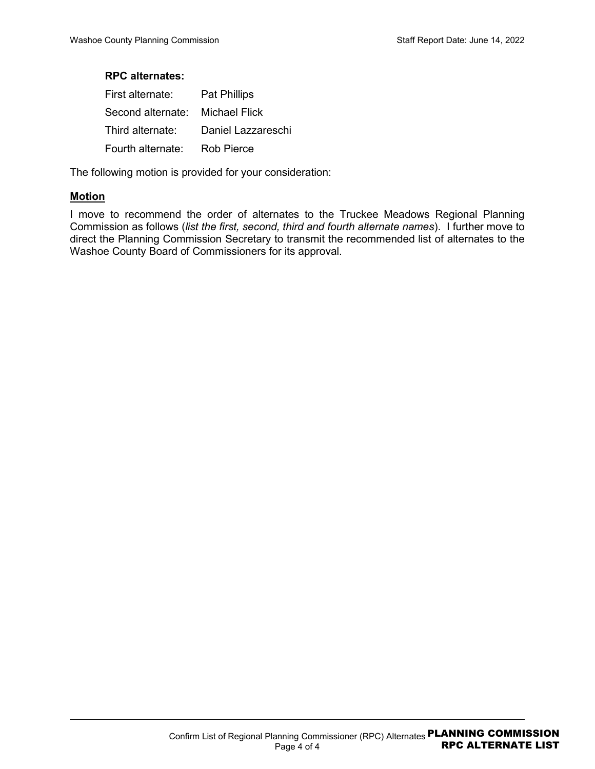**RPC alternates:**

| | |
|---|---|
| First alternate: | Pat Phillips |
| Second alternate: | Michael Flick |
| Third alternate: | Daniel Lazzareschi |
| Fourth alternate: | Rob Pierce |

The following motion is provided for your consideration:

**Motion**

I move to recommend the order of alternates to the Truckee Meadows Regional Planning Commission as follows (*list the first, second, third and fourth alternate names*). I further move to direct the Planning Commission Secretary to transmit the recommended list of alternates to the Washoe County Board of Commissioners for its approval.